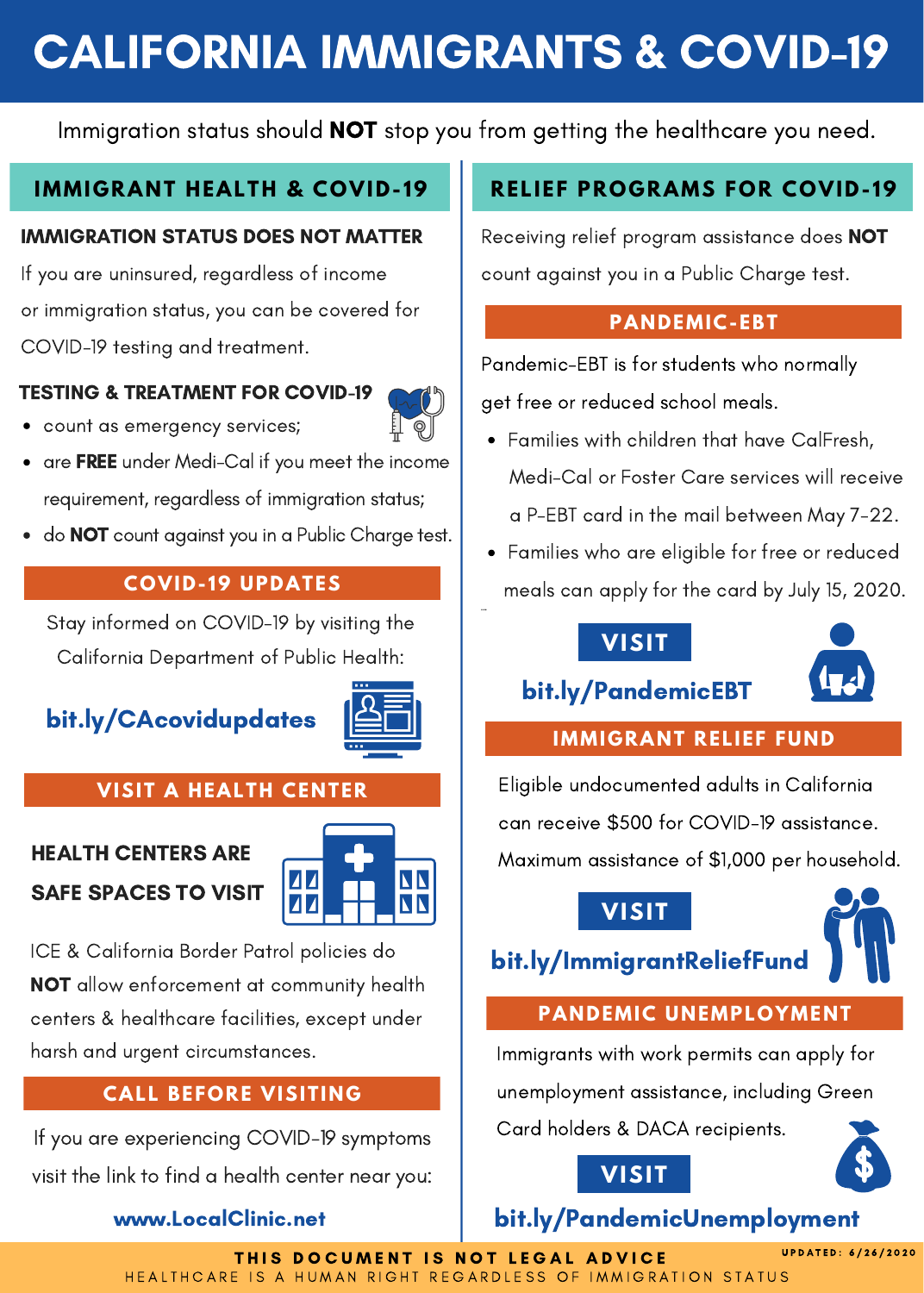# CALIFORNIA IMMIGRANTS & COVID-19

Immigration status should **NOT** stop you from getting the healthcare you need.

## IMMIGRANT HEALTH & COVID-19

### IMMIGRATION STATUS DOES NOT MATTER

If you are uninsured, regardless of income or immigration status, you can be covered for COVID-19 testing and treatment.

### TESTING & TREATMENT FOR COVID-19

- count as emergency services;
- are **FREE** under Medi-Cal if you meet the income requirement, regardless of immigration status;
- do **NOT** count against you in a Public Charge test.

### COVID-19 UPDATES

Stay informed on COVID-19 by visiting the California Department of Public Health:

**bit.ly/CAcovidupdates**

### VISIT A HEALTH CENTER

**HEALTH CENTERS ARE SAFE SPACES TO VISIT**

ICE & California Border Patrol policies do **NOT** allow enforcement at community health centers & healthcare facilities, except under harsh and urgent circumstances.

### CALL BEFORE VISITING

If you are experiencing COVID-19 symptoms visit the link to find a health center near you:

**www.LocalClinic.net**

## RELIEF PROGRAMS FOR COVID-19

Receiving relief program assistance does **NOT** count against you in a Public Charge test.

### PANDEMIC-EBT

Pandemic-EBT is for students who normally get free or reduced school meals.

- Families with children that have CalFresh, Medi-Cal or Foster Care services will receive a P-EBT card in the mail between May 7-22.
- Families who are eligible for free or reduced meals can apply for the card by July 15, 2020.

**VISIT**

**bit.ly/PandemicEBT**

### IMMIGRANT RELIEF FUND

Eligible undocumented adults in California can receive $500 for COVID-19 assistance. Maximum assistance of $1,000 per household.

**VISIT**

**bit.ly/ImmigrantReliefFund**

### PANDEMIC UNEMPLOYMENT

Immigrants with work permits can apply for unemployment assistance, including Green Card holders & DACA recipients.

**VISIT**

**bit.ly/PandemicUnemployment**

**THIS DOCUMENT IS NOT LEGAL ADVICE**

UPDATED: 6/26/2020

HEALTHCARE IS A HUMAN RIGHT REGARDLESS OF IMMIGRATION STATUS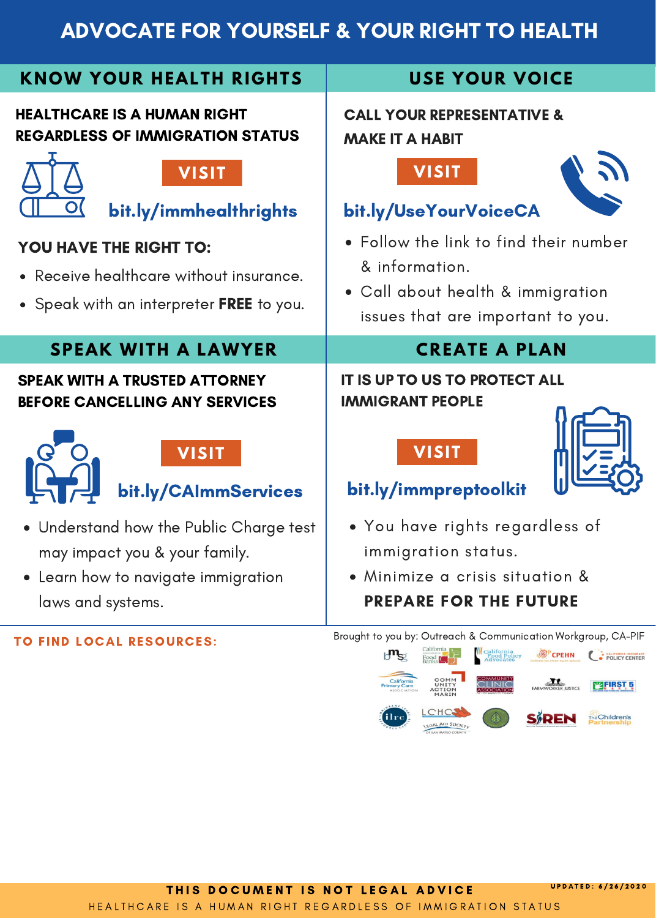# ADVOCATE FOR YOURSELF & YOUR RIGHT TO HEALTH

## KNOW YOUR HEALTH RIGHTS

**HEALTHCARE IS A HUMAN RIGHT REGARDLESS OF IMMIGRATION STATUS**

VISIT

**bit.ly/immhealthrights**

**YOU HAVE THE RIGHT TO:**

- Receive healthcare without insurance.
- Speak with an interpreter **FREE** to you.

## USE YOUR VOICE

**CALL YOUR REPRESENTATIVE & MAKE IT A HABIT**

VISIT

**bit.ly/UseYourVoiceCA**

- Follow the link to find their number & information.
- Call about health & immigration issues that are important to you.

## SPEAK WITH A LAWYER

**SPEAK WITH A TRUSTED ATTORNEY BEFORE CANCELLING ANY SERVICES**

VISIT

**bit.ly/CAImmServices**

- Understand how the Public Charge test may impact you & your family.
- Learn how to navigate immigration laws and systems.

## CREATE A PLAN

**IT IS UP TO US TO PROTECT ALL IMMIGRANT PEOPLE**

VISIT

**bit.ly/immpreptoolkit**

- You have rights regardless of immigration status.
- Minimize a crisis situation & **PREPARE FOR THE FUTURE**

**TO FIND LOCAL RESOURCES:**

Brought to you by: Outreach & Communication Workgroup, CA-PIF

**THIS DOCUMENT IS NOT LEGAL ADVICE**

UPDATED: 6/26/2020

HEALTHCARE IS A HUMAN RIGHT REGARDLESS OF IMMIGRATION STATUS